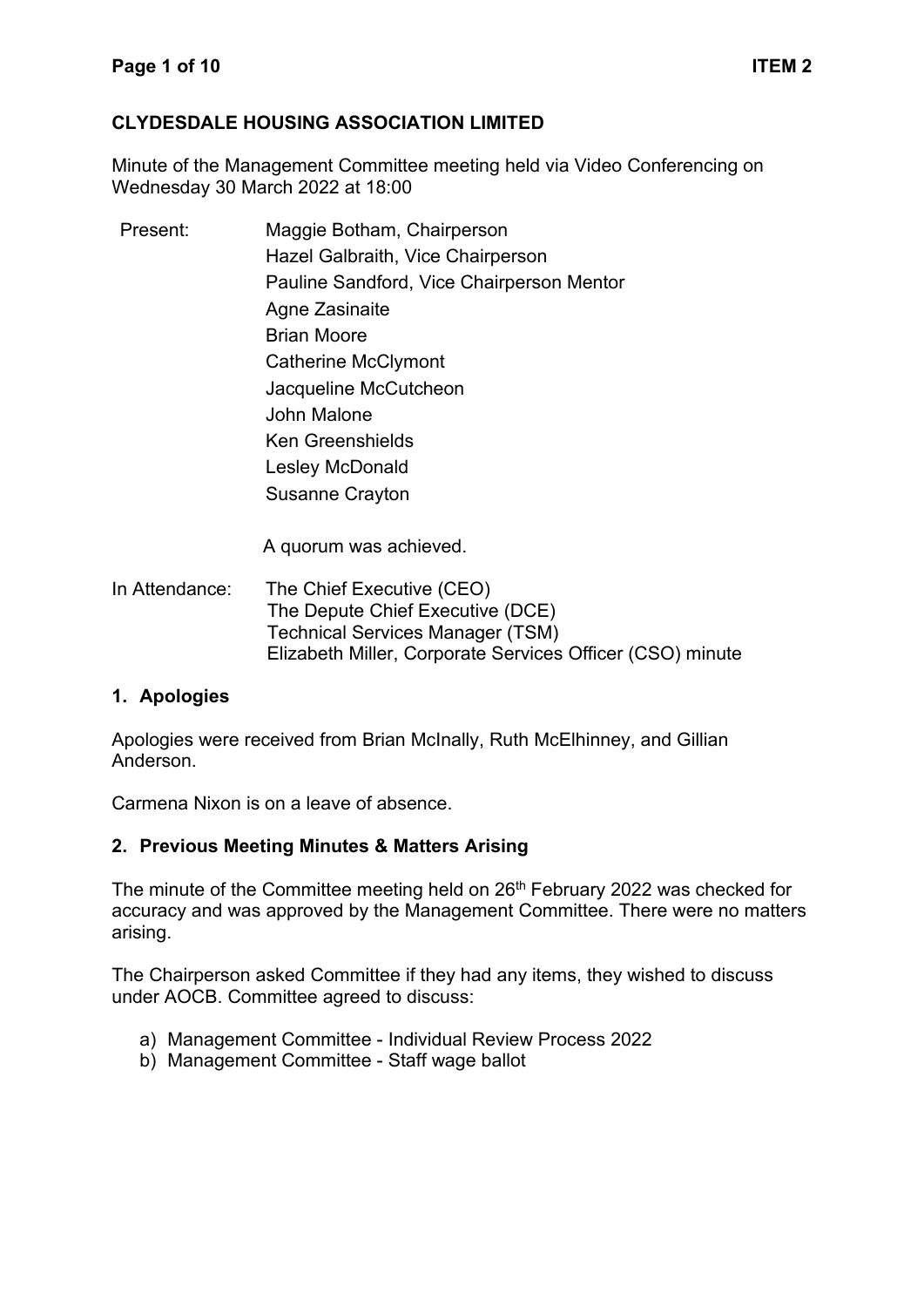**CLYDESDALE HOUSING ASSOCIATION LIMITED**

Minute of the Management Committee meeting held via Video Conferencing on Wednesday 30 March 2022 at 18:00

Present:
- Maggie Botham, Chairperson
- Hazel Galbraith, Vice Chairperson
- Pauline Sandford, Vice Chairperson Mentor
- Agne Zasinaite
- Brian Moore
- Catherine McClymont
- Jacqueline McCutcheon
- John Malone
- Ken Greenshields
- Lesley McDonald
- Susanne Crayton

A quorum was achieved.

In Attendance:
- The Chief Executive (CEO)
- The Depute Chief Executive (DCE)
- Technical Services Manager (TSM)
- Elizabeth Miller, Corporate Services Officer (CSO) minute

## 1. Apologies

Apologies were received from Brian McInally, Ruth McElhinney, and Gillian Anderson.

Carmena Nixon is on a leave of absence.

## 2. Previous Meeting Minutes & Matters Arising

The minute of the Committee meeting held on 26th February 2022 was checked for accuracy and was approved by the Management Committee. There were no matters arising.

The Chairperson asked Committee if they had any items, they wished to discuss under AOCB. Committee agreed to discuss:

a) Management Committee - Individual Review Process 2022
b) Management Committee - Staff wage ballot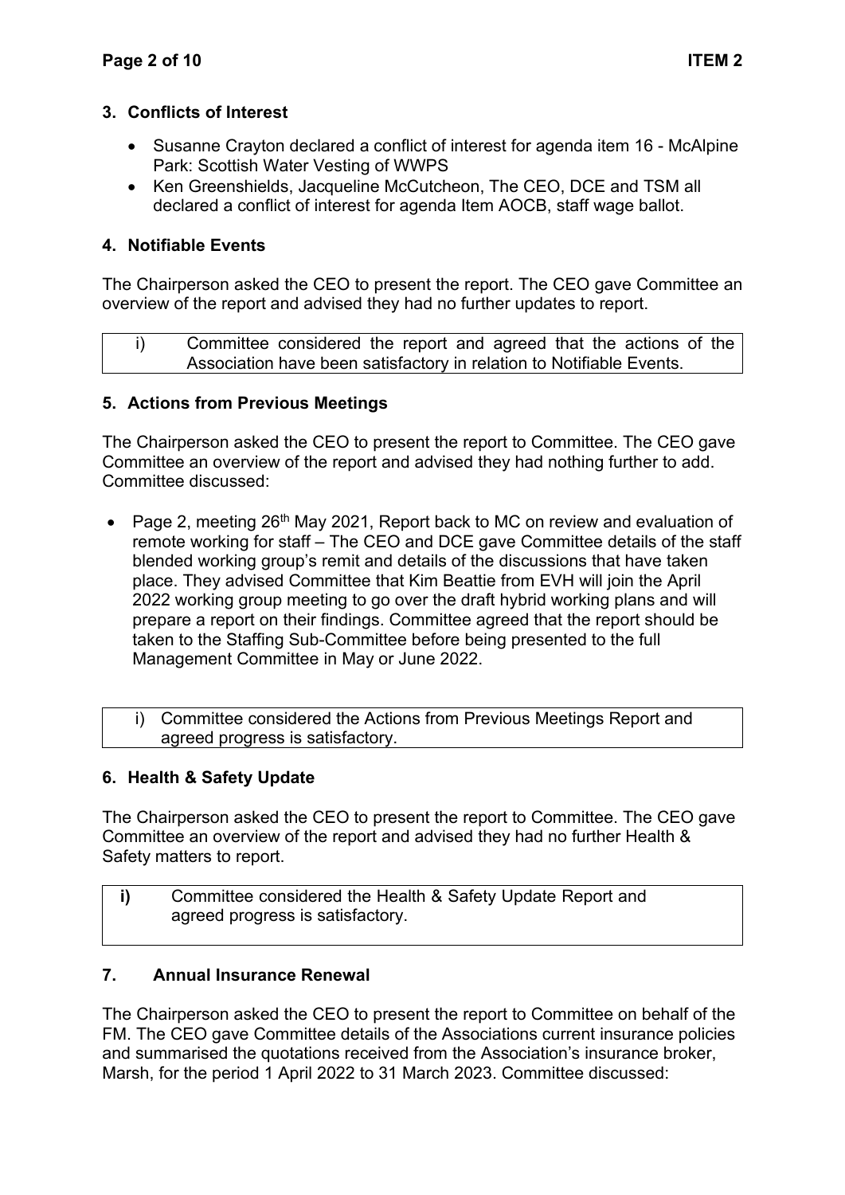## 3. Conflicts of Interest

- Susanne Crayton declared a conflict of interest for agenda item 16 - McAlpine Park: Scottish Water Vesting of WWPS
- Ken Greenshields, Jacqueline McCutcheon, The CEO, DCE and TSM all declared a conflict of interest for agenda Item AOCB, staff wage ballot.

## 4. Notifiable Events

The Chairperson asked the CEO to present the report. The CEO gave Committee an overview of the report and advised they had no further updates to report.

| i) | Committee considered the report and agreed that the actions of the Association have been satisfactory in relation to Notifiable Events. |
|---|---|

## 5. Actions from Previous Meetings

The Chairperson asked the CEO to present the report to Committee. The CEO gave Committee an overview of the report and advised they had nothing further to add. Committee discussed:

- Page 2, meeting 26th May 2021, Report back to MC on review and evaluation of remote working for staff – The CEO and DCE gave Committee details of the staff blended working group's remit and details of the discussions that have taken place. They advised Committee that Kim Beattie from EVH will join the April 2022 working group meeting to go over the draft hybrid working plans and will prepare a report on their findings. Committee agreed that the report should be taken to the Staffing Sub-Committee before being presented to the full Management Committee in May or June 2022.

| i) | Committee considered the Actions from Previous Meetings Report and agreed progress is satisfactory. |
|---|---|

## 6. Health & Safety Update

The Chairperson asked the CEO to present the report to Committee. The CEO gave Committee an overview of the report and advised they had no further Health & Safety matters to report.

| **i)** | Committee considered the Health & Safety Update Report and agreed progress is satisfactory. |
|---|---|

## 7. Annual Insurance Renewal

The Chairperson asked the CEO to present the report to Committee on behalf of the FM. The CEO gave Committee details of the Associations current insurance policies and summarised the quotations received from the Association's insurance broker, Marsh, for the period 1 April 2022 to 31 March 2023. Committee discussed: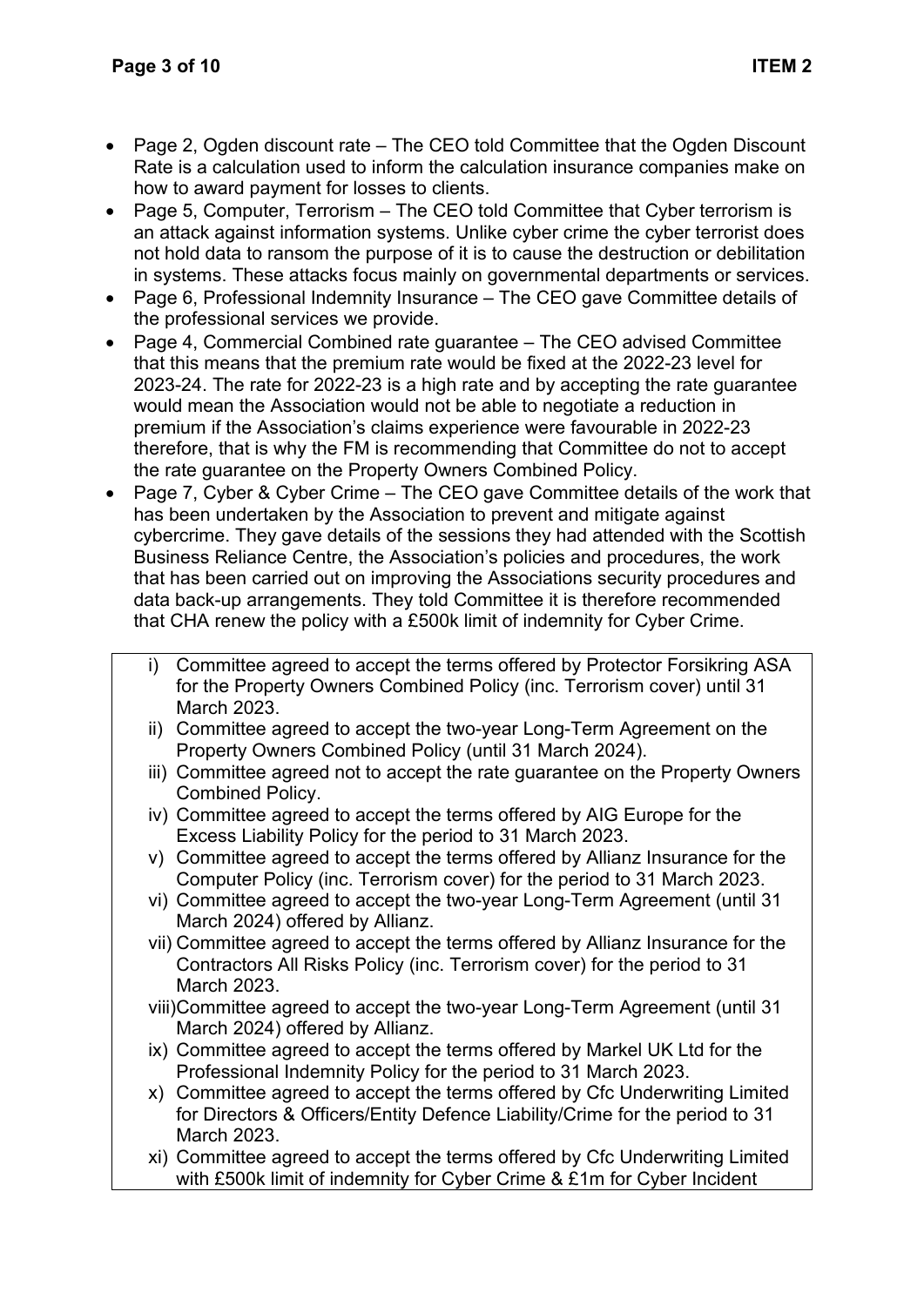- Page 2, Ogden discount rate – The CEO told Committee that the Ogden Discount Rate is a calculation used to inform the calculation insurance companies make on how to award payment for losses to clients.
- Page 5, Computer, Terrorism – The CEO told Committee that Cyber terrorism is an attack against information systems. Unlike cyber crime the cyber terrorist does not hold data to ransom the purpose of it is to cause the destruction or debilitation in systems. These attacks focus mainly on governmental departments or services.
- Page 6, Professional Indemnity Insurance – The CEO gave Committee details of the professional services we provide.
- Page 4, Commercial Combined rate guarantee – The CEO advised Committee that this means that the premium rate would be fixed at the 2022-23 level for 2023-24. The rate for 2022-23 is a high rate and by accepting the rate guarantee would mean the Association would not be able to negotiate a reduction in premium if the Association's claims experience were favourable in 2022-23 therefore, that is why the FM is recommending that Committee do not to accept the rate guarantee on the Property Owners Combined Policy.
- Page 7, Cyber & Cyber Crime – The CEO gave Committee details of the work that has been undertaken by the Association to prevent and mitigate against cybercrime. They gave details of the sessions they had attended with the Scottish Business Reliance Centre, the Association's policies and procedures, the work that has been carried out on improving the Associations security procedures and data back-up arrangements. They told Committee it is therefore recommended that CHA renew the policy with a £500k limit of indemnity for Cyber Crime.

i) Committee agreed to accept the terms offered by Protector Forsikring ASA for the Property Owners Combined Policy (inc. Terrorism cover) until 31 March 2023.
ii) Committee agreed to accept the two-year Long-Term Agreement on the Property Owners Combined Policy (until 31 March 2024).
iii) Committee agreed not to accept the rate guarantee on the Property Owners Combined Policy.
iv) Committee agreed to accept the terms offered by AIG Europe for the Excess Liability Policy for the period to 31 March 2023.
v) Committee agreed to accept the terms offered by Allianz Insurance for the Computer Policy (inc. Terrorism cover) for the period to 31 March 2023.
vi) Committee agreed to accept the two-year Long-Term Agreement (until 31 March 2024) offered by Allianz.
vii) Committee agreed to accept the terms offered by Allianz Insurance for the Contractors All Risks Policy (inc. Terrorism cover) for the period to 31 March 2023.
viii) Committee agreed to accept the two-year Long-Term Agreement (until 31 March 2024) offered by Allianz.
ix) Committee agreed to accept the terms offered by Markel UK Ltd for the Professional Indemnity Policy for the period to 31 March 2023.
x) Committee agreed to accept the terms offered by Cfc Underwriting Limited for Directors & Officers/Entity Defence Liability/Crime for the period to 31 March 2023.
xi) Committee agreed to accept the terms offered by Cfc Underwriting Limited with £500k limit of indemnity for Cyber Crime & £1m for Cyber Incident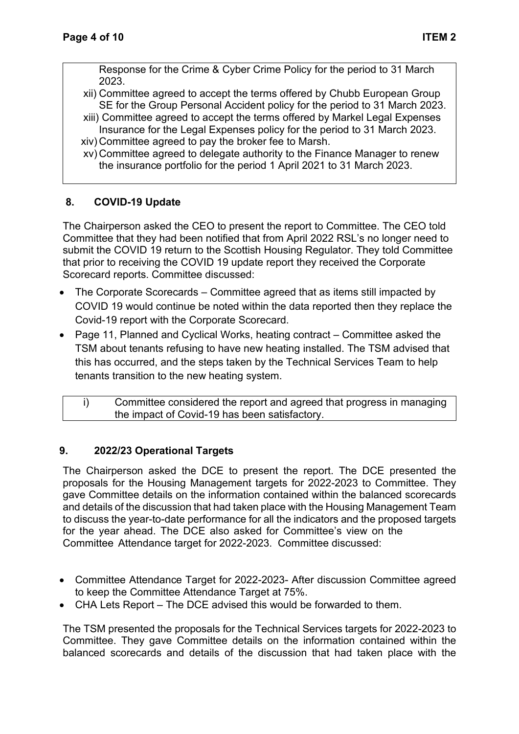Response for the Crime & Cyber Crime Policy for the period to 31 March 2023.

xii) Committee agreed to accept the terms offered by Chubb European Group SE for the Group Personal Accident policy for the period to 31 March 2023.

xiii) Committee agreed to accept the terms offered by Markel Legal Expenses Insurance for the Legal Expenses policy for the period to 31 March 2023.

xiv) Committee agreed to pay the broker fee to Marsh.

xv) Committee agreed to delegate authority to the Finance Manager to renew the insurance portfolio for the period 1 April 2021 to 31 March 2023.

## 8. COVID-19 Update

The Chairperson asked the CEO to present the report to Committee. The CEO told Committee that they had been notified that from April 2022 RSL's no longer need to submit the COVID 19 return to the Scottish Housing Regulator. They told Committee that prior to receiving the COVID 19 update report they received the Corporate Scorecard reports. Committee discussed:

- The Corporate Scorecards – Committee agreed that as items still impacted by COVID 19 would continue be noted within the data reported then they replace the Covid-19 report with the Corporate Scorecard.
- Page 11, Planned and Cyclical Works, heating contract – Committee asked the TSM about tenants refusing to have new heating installed. The TSM advised that this has occurred, and the steps taken by the Technical Services Team to help tenants transition to the new heating system.

i) Committee considered the report and agreed that progress in managing the impact of Covid-19 has been satisfactory.

## 9. 2022/23 Operational Targets

The Chairperson asked the DCE to present the report. The DCE presented the proposals for the Housing Management targets for 2022-2023 to Committee. They gave Committee details on the information contained within the balanced scorecards and details of the discussion that had taken place with the Housing Management Team to discuss the year-to-date performance for all the indicators and the proposed targets for the year ahead. The DCE also asked for Committee's view on the Committee Attendance target for 2022-2023. Committee discussed:

- Committee Attendance Target for 2022-2023- After discussion Committee agreed to keep the Committee Attendance Target at 75%.
- CHA Lets Report – The DCE advised this would be forwarded to them.

The TSM presented the proposals for the Technical Services targets for 2022-2023 to Committee. They gave Committee details on the information contained within the balanced scorecards and details of the discussion that had taken place with the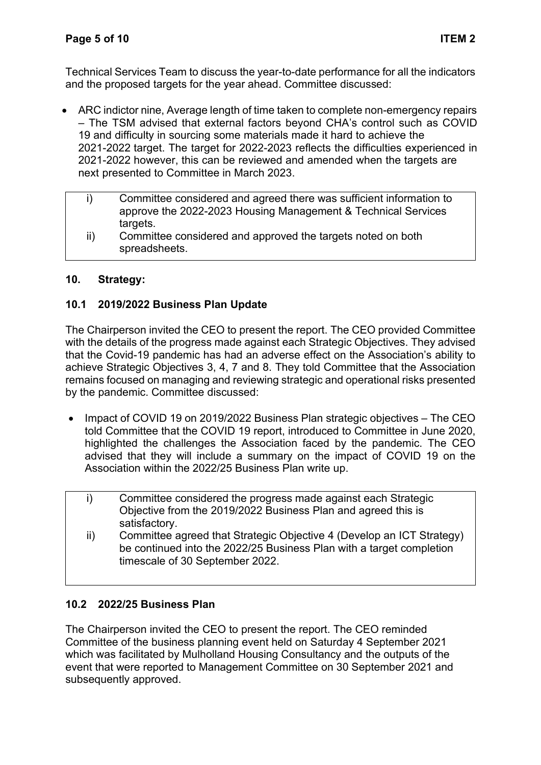Technical Services Team to discuss the year-to-date performance for all the indicators and the proposed targets for the year ahead. Committee discussed:

- ARC indictor nine, Average length of time taken to complete non-emergency repairs – The TSM advised that external factors beyond CHA's control such as COVID 19 and difficulty in sourcing some materials made it hard to achieve the 2021-2022 target. The target for 2022-2023 reflects the difficulties experienced in 2021-2022 however, this can be reviewed and amended when the targets are next presented to Committee in March 2023.

> i) Committee considered and agreed there was sufficient information to approve the 2022-2023 Housing Management & Technical Services targets.
>
> ii) Committee considered and approved the targets noted on both spreadsheets.

## 10. Strategy:

### 10.1 2019/2022 Business Plan Update

The Chairperson invited the CEO to present the report. The CEO provided Committee with the details of the progress made against each Strategic Objectives. They advised that the Covid-19 pandemic has had an adverse effect on the Association's ability to achieve Strategic Objectives 3, 4, 7 and 8. They told Committee that the Association remains focused on managing and reviewing strategic and operational risks presented by the pandemic. Committee discussed:

- Impact of COVID 19 on 2019/2022 Business Plan strategic objectives – The CEO told Committee that the COVID 19 report, introduced to Committee in June 2020, highlighted the challenges the Association faced by the pandemic. The CEO advised that they will include a summary on the impact of COVID 19 on the Association within the 2022/25 Business Plan write up.

> i) Committee considered the progress made against each Strategic Objective from the 2019/2022 Business Plan and agreed this is satisfactory.
>
> ii) Committee agreed that Strategic Objective 4 (Develop an ICT Strategy) be continued into the 2022/25 Business Plan with a target completion timescale of 30 September 2022.

### 10.2 2022/25 Business Plan

The Chairperson invited the CEO to present the report. The CEO reminded Committee of the business planning event held on Saturday 4 September 2021 which was facilitated by Mulholland Housing Consultancy and the outputs of the event that were reported to Management Committee on 30 September 2021 and subsequently approved.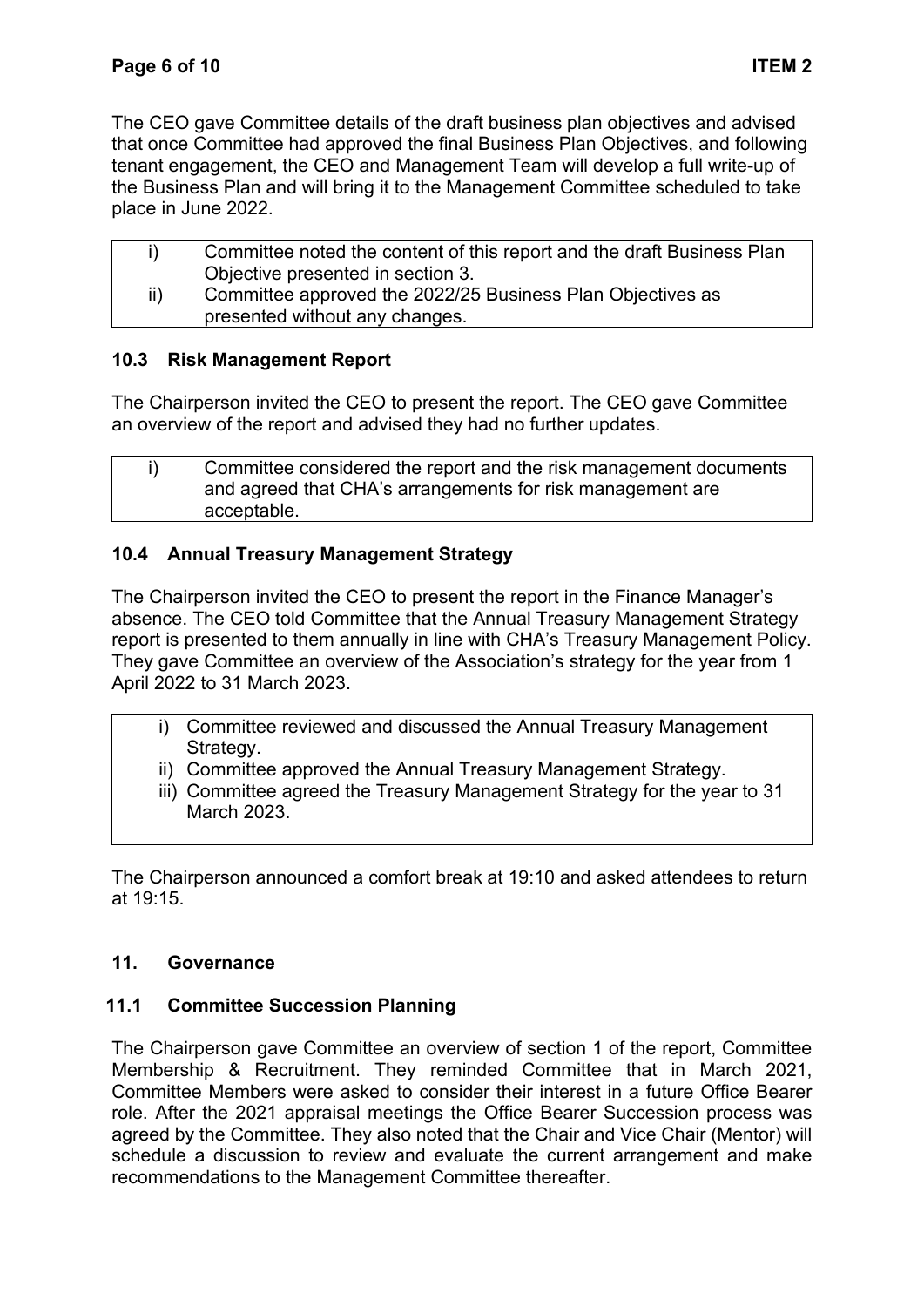The CEO gave Committee details of the draft business plan objectives and advised that once Committee had approved the final Business Plan Objectives, and following tenant engagement, the CEO and Management Team will develop a full write-up of the Business Plan and will bring it to the Management Committee scheduled to take place in June 2022.

| | |
|---|---|
| i) | Committee noted the content of this report and the draft Business Plan Objective presented in section 3. |
| ii) | Committee approved the 2022/25 Business Plan Objectives as presented without any changes. |

### 10.3 Risk Management Report

The Chairperson invited the CEO to present the report. The CEO gave Committee an overview of the report and advised they had no further updates.

| | |
|---|---|
| i) | Committee considered the report and the risk management documents and agreed that CHA's arrangements for risk management are acceptable. |

### 10.4 Annual Treasury Management Strategy

The Chairperson invited the CEO to present the report in the Finance Manager's absence. The CEO told Committee that the Annual Treasury Management Strategy report is presented to them annually in line with CHA's Treasury Management Policy. They gave Committee an overview of the Association's strategy for the year from 1 April 2022 to 31 March 2023.

i) Committee reviewed and discussed the Annual Treasury Management Strategy.
ii) Committee approved the Annual Treasury Management Strategy.
iii) Committee agreed the Treasury Management Strategy for the year to 31 March 2023.

The Chairperson announced a comfort break at 19:10 and asked attendees to return at 19:15.

## 11. Governance

### 11.1 Committee Succession Planning

The Chairperson gave Committee an overview of section 1 of the report, Committee Membership & Recruitment. They reminded Committee that in March 2021, Committee Members were asked to consider their interest in a future Office Bearer role. After the 2021 appraisal meetings the Office Bearer Succession process was agreed by the Committee. They also noted that the Chair and Vice Chair (Mentor) will schedule a discussion to review and evaluate the current arrangement and make recommendations to the Management Committee thereafter.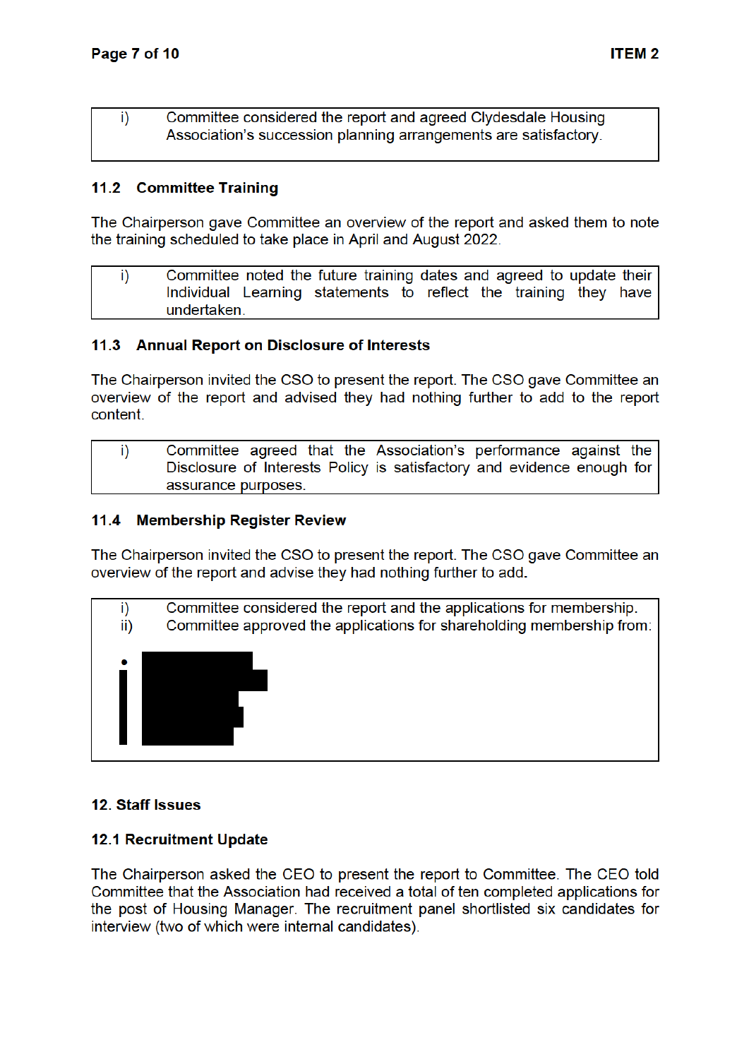| i) | Committee considered the report and agreed Clydesdale Housing Association's succession planning arrangements are satisfactory. |
|---|---|

### 11.2 Committee Training

The Chairperson gave Committee an overview of the report and asked them to note the training scheduled to take place in April and August 2022.

| i) | Committee noted the future training dates and agreed to update their Individual Learning statements to reflect the training they have undertaken. |
|---|---|

### 11.3 Annual Report on Disclosure of Interests

The Chairperson invited the CSO to present the report. The CSO gave Committee an overview of the report and advised they had nothing further to add to the report content.

| i) | Committee agreed that the Association's performance against the Disclosure of Interests Policy is satisfactory and evidence enough for assurance purposes. |
|---|---|

### 11.4 Membership Register Review

The Chairperson invited the CSO to present the report. The CSO gave Committee an overview of the report and advise they had nothing further to add.

| i) | Committee considered the report and the applications for membership. |
|---|---|
| ii) | Committee approved the applications for shareholding membership from: |

## 12. Staff Issues

### 12.1 Recruitment Update

The Chairperson asked the CEO to present the report to Committee. The CEO told Committee that the Association had received a total of ten completed applications for the post of Housing Manager. The recruitment panel shortlisted six candidates for interview (two of which were internal candidates).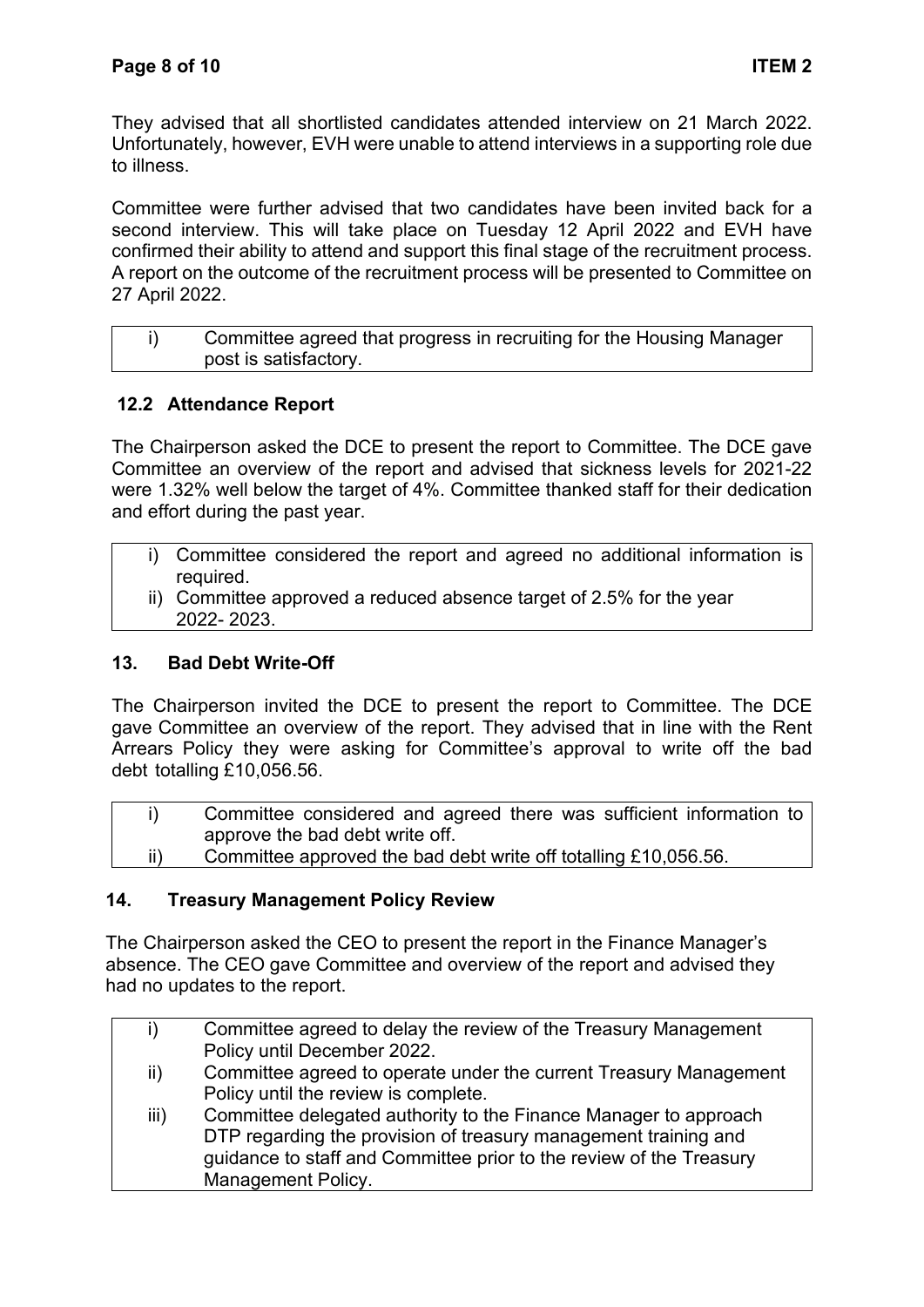They advised that all shortlisted candidates attended interview on 21 March 2022. Unfortunately, however, EVH were unable to attend interviews in a supporting role due to illness.

Committee were further advised that two candidates have been invited back for a second interview. This will take place on Tuesday 12 April 2022 and EVH have confirmed their ability to attend and support this final stage of the recruitment process. A report on the outcome of the recruitment process will be presented to Committee on 27 April 2022.

| i) | Committee agreed that progress in recruiting for the Housing Manager post is satisfactory. |
|---|---|

### 12.2 Attendance Report

The Chairperson asked the DCE to present the report to Committee. The DCE gave Committee an overview of the report and advised that sickness levels for 2021-22 were 1.32% well below the target of 4%. Committee thanked staff for their dedication and effort during the past year.

| i) | Committee considered the report and agreed no additional information is required. |
|---|---|
| ii) | Committee approved a reduced absence target of 2.5% for the year 2022- 2023. |

## 13. Bad Debt Write-Off

The Chairperson invited the DCE to present the report to Committee. The DCE gave Committee an overview of the report. They advised that in line with the Rent Arrears Policy they were asking for Committee's approval to write off the bad debt totalling £10,056.56.

| i) | Committee considered and agreed there was sufficient information to approve the bad debt write off. |
|---|---|
| ii) | Committee approved the bad debt write off totalling £10,056.56. |

## 14. Treasury Management Policy Review

The Chairperson asked the CEO to present the report in the Finance Manager's absence. The CEO gave Committee and overview of the report and advised they had no updates to the report.

| i) | Committee agreed to delay the review of the Treasury Management Policy until December 2022. |
|---|---|
| ii) | Committee agreed to operate under the current Treasury Management Policy until the review is complete. |
| iii) | Committee delegated authority to the Finance Manager to approach DTP regarding the provision of treasury management training and guidance to staff and Committee prior to the review of the Treasury Management Policy. |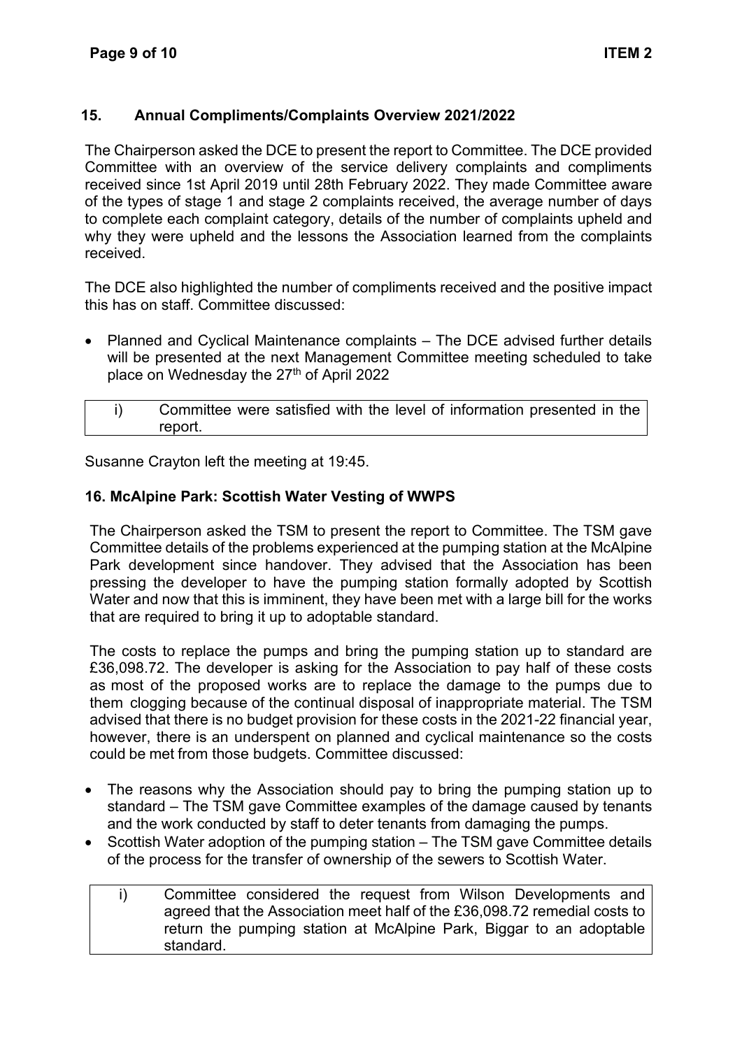## 15. Annual Compliments/Complaints Overview 2021/2022

The Chairperson asked the DCE to present the report to Committee. The DCE provided Committee with an overview of the service delivery complaints and compliments received since 1st April 2019 until 28th February 2022. They made Committee aware of the types of stage 1 and stage 2 complaints received, the average number of days to complete each complaint category, details of the number of complaints upheld and why they were upheld and the lessons the Association learned from the complaints received.

The DCE also highlighted the number of compliments received and the positive impact this has on staff. Committee discussed:

- Planned and Cyclical Maintenance complaints – The DCE advised further details will be presented at the next Management Committee meeting scheduled to take place on Wednesday the 27th of April 2022

| i) | Committee were satisfied with the level of information presented in the report. |
|---|---|

Susanne Crayton left the meeting at 19:45.

## 16. McAlpine Park: Scottish Water Vesting of WWPS

The Chairperson asked the TSM to present the report to Committee. The TSM gave Committee details of the problems experienced at the pumping station at the McAlpine Park development since handover. They advised that the Association has been pressing the developer to have the pumping station formally adopted by Scottish Water and now that this is imminent, they have been met with a large bill for the works that are required to bring it up to adoptable standard.

The costs to replace the pumps and bring the pumping station up to standard are £36,098.72. The developer is asking for the Association to pay half of these costs as most of the proposed works are to replace the damage to the pumps due to them clogging because of the continual disposal of inappropriate material. The TSM advised that there is no budget provision for these costs in the 2021-22 financial year, however, there is an underspent on planned and cyclical maintenance so the costs could be met from those budgets. Committee discussed:

- The reasons why the Association should pay to bring the pumping station up to standard – The TSM gave Committee examples of the damage caused by tenants and the work conducted by staff to deter tenants from damaging the pumps.
- Scottish Water adoption of the pumping station – The TSM gave Committee details of the process for the transfer of ownership of the sewers to Scottish Water.

| i) | Committee considered the request from Wilson Developments and agreed that the Association meet half of the £36,098.72 remedial costs to return the pumping station at McAlpine Park, Biggar to an adoptable standard. |
|---|---|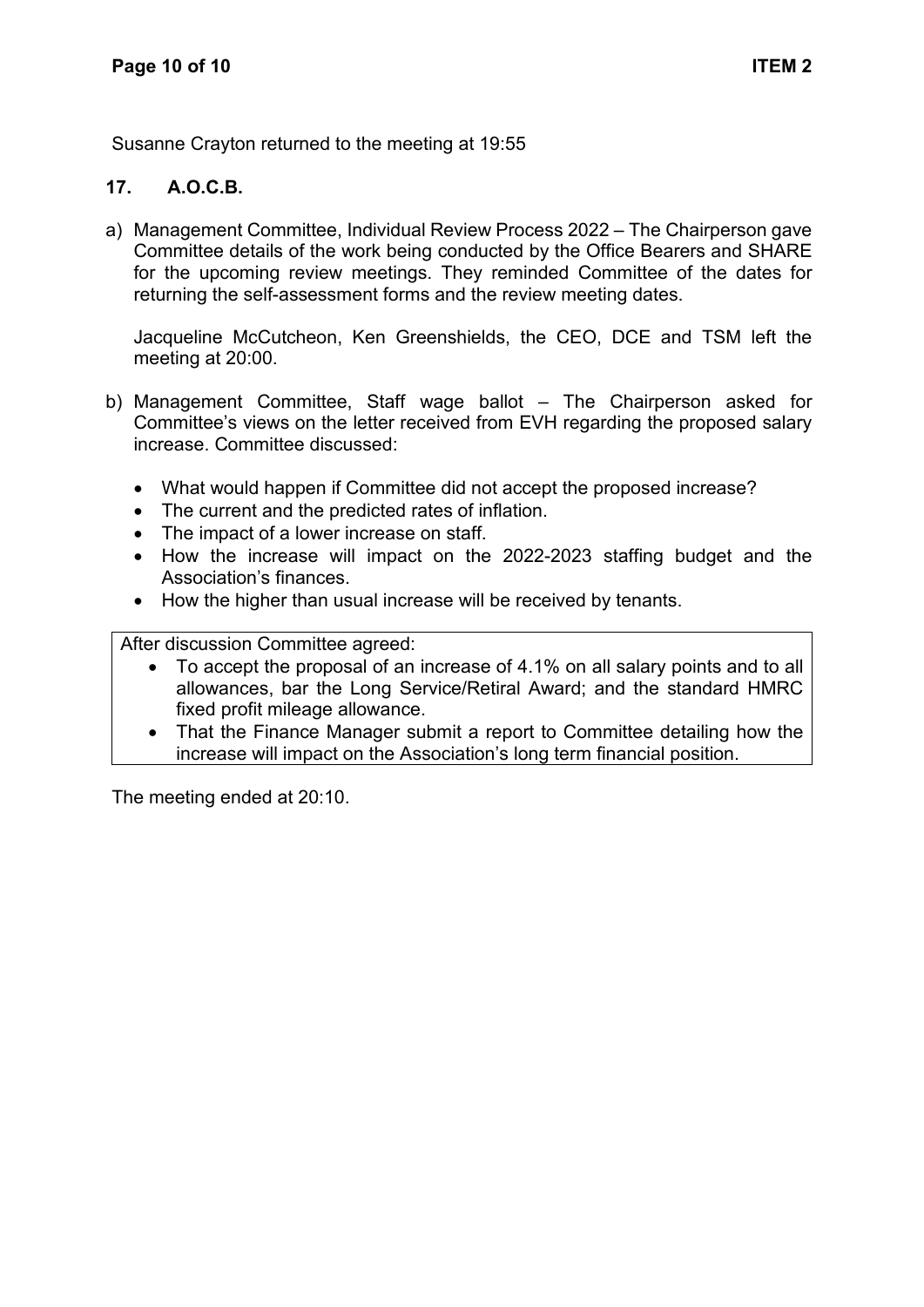Susanne Crayton returned to the meeting at 19:55

### 17. A.O.C.B.

a) Management Committee, Individual Review Process 2022 – The Chairperson gave Committee details of the work being conducted by the Office Bearers and SHARE for the upcoming review meetings. They reminded Committee of the dates for returning the self-assessment forms and the review meeting dates.

   Jacqueline McCutcheon, Ken Greenshields, the CEO, DCE and TSM left the meeting at 20:00.

b) Management Committee, Staff wage ballot – The Chairperson asked for Committee's views on the letter received from EVH regarding the proposed salary increase. Committee discussed:

   - What would happen if Committee did not accept the proposed increase?
   - The current and the predicted rates of inflation.
   - The impact of a lower increase on staff.
   - How the increase will impact on the 2022-2023 staffing budget and the Association's finances.
   - How the higher than usual increase will be received by tenants.

After discussion Committee agreed:

- To accept the proposal of an increase of 4.1% on all salary points and to all allowances, bar the Long Service/Retiral Award; and the standard HMRC fixed profit mileage allowance.
- That the Finance Manager submit a report to Committee detailing how the increase will impact on the Association's long term financial position.

The meeting ended at 20:10.